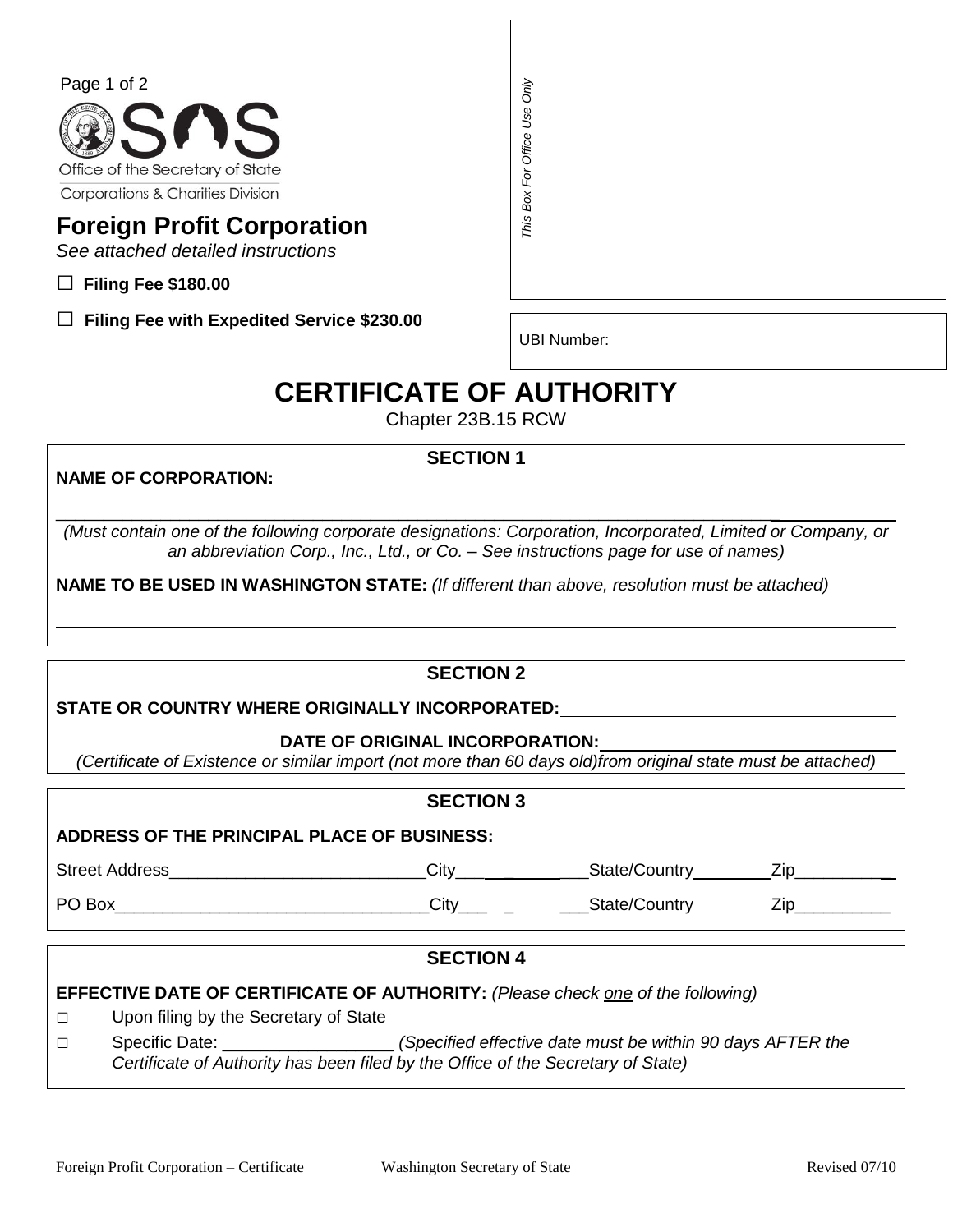Office of the Secretary of State
Corporations & Charities Division

# Foreign Profit Corporation

*See attached detailed instructions*

☐ **Filing Fee $180.00**

☐ **Filing Fee with Expedited Service $230.00**

*This Box For Office Use Only*

UBI Number:

# CERTIFICATE OF AUTHORITY

Chapter 23B.15 RCW

## SECTION 1

**NAME OF CORPORATION:**

_______________________________________________

*(Must contain one of the following corporate designations: Corporation, Incorporated, Limited or Company, or an abbreviation Corp., Inc., Ltd., or Co. – See instructions page for use of names)*

**NAME TO BE USED IN WASHINGTON STATE:** *(If different than above, resolution must be attached)*

_______________________________________________

## SECTION 2

**STATE OR COUNTRY WHERE ORIGINALLY INCORPORATED:** _______________________

**DATE OF ORIGINAL INCORPORATION:** _______________________

*(Certificate of Existence or similar import (not more than 60 days old)from original state must be attached)*

## SECTION 3

**ADDRESS OF THE PRINCIPAL PLACE OF BUSINESS:**

Street Address___________________________City_______________State/Country________Zip___________

PO Box_________________________________City_______________State/Country________Zip___________

## SECTION 4

**EFFECTIVE DATE OF CERTIFICATE OF AUTHORITY:** *(Please check one of the following)*

☐ Upon filing by the Secretary of State

☐ Specific Date: _________________ *(Specified effective date must be within 90 days AFTER the Certificate of Authority has been filed by the Office of the Secretary of State)*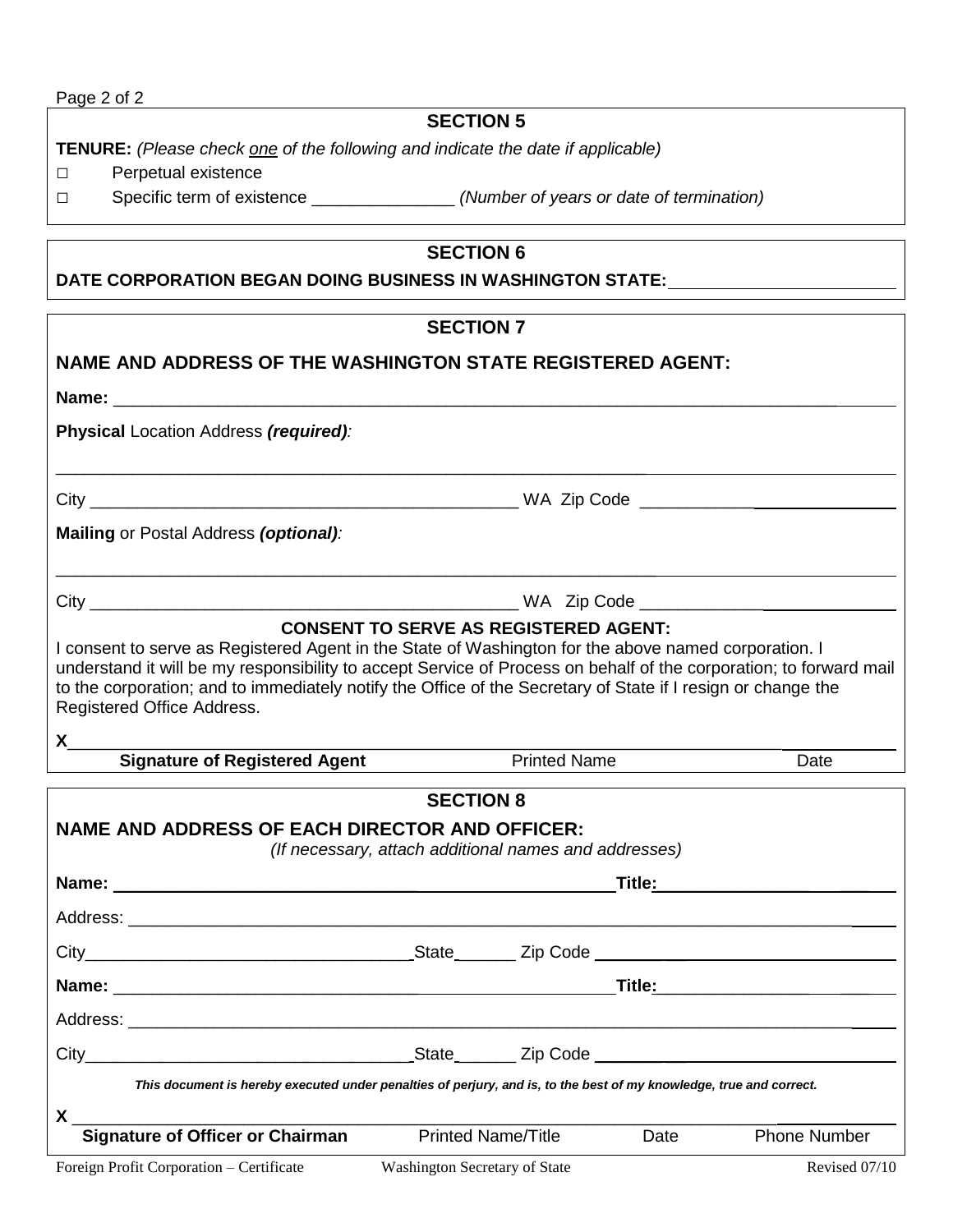## SECTION 5

**TENURE:** *(Please check one of the following and indicate the date if applicable)*

□ Perpetual existence

□ Specific term of existence _______________ *(Number of years or date of termination)*

## SECTION 6

**DATE CORPORATION BEGAN DOING BUSINESS IN WASHINGTON STATE:** _______________________

## SECTION 7

### NAME AND ADDRESS OF THE WASHINGTON STATE REGISTERED AGENT:

**Name:** ______________________________________________________________________________

**Physical** Location Address ***(required)***:

_______________________________________________________________________________________

City _____________________________________________ WA Zip Code ___________________________

**Mailing** or Postal Address ***(optional)***:

_______________________________________________________________________________________

City _____________________________________________ WA Zip Code ___________________________

**CONSENT TO SERVE AS REGISTERED AGENT:**

I consent to serve as Registered Agent in the State of Washington for the above named corporation. I understand it will be my responsibility to accept Service of Process on behalf of the corporation; to forward mail to the corporation; and to immediately notify the Office of the Secretary of State if I resign or change the Registered Office Address.

X_______________________________________________________________________________________

**Signature of Registered Agent** Printed Name Date

## SECTION 8

### NAME AND ADDRESS OF EACH DIRECTOR AND OFFICER:

*(If necessary, attach additional names and addresses)*

**Name:** ______________________________________________________ **Title:** ____________________

Address: _______________________________________________________________________________

City__________________________________State_______ Zip Code _________________________________

**Name:** ______________________________________________________ **Title:** ____________________

Address: _______________________________________________________________________________

City__________________________________State_______ Zip Code _________________________________

***This document is hereby executed under penalties of perjury, and is, to the best of my knowledge, true and correct.***

X _______________________________________________________________________________________

**Signature of Officer or Chairman** Printed Name/Title Date Phone Number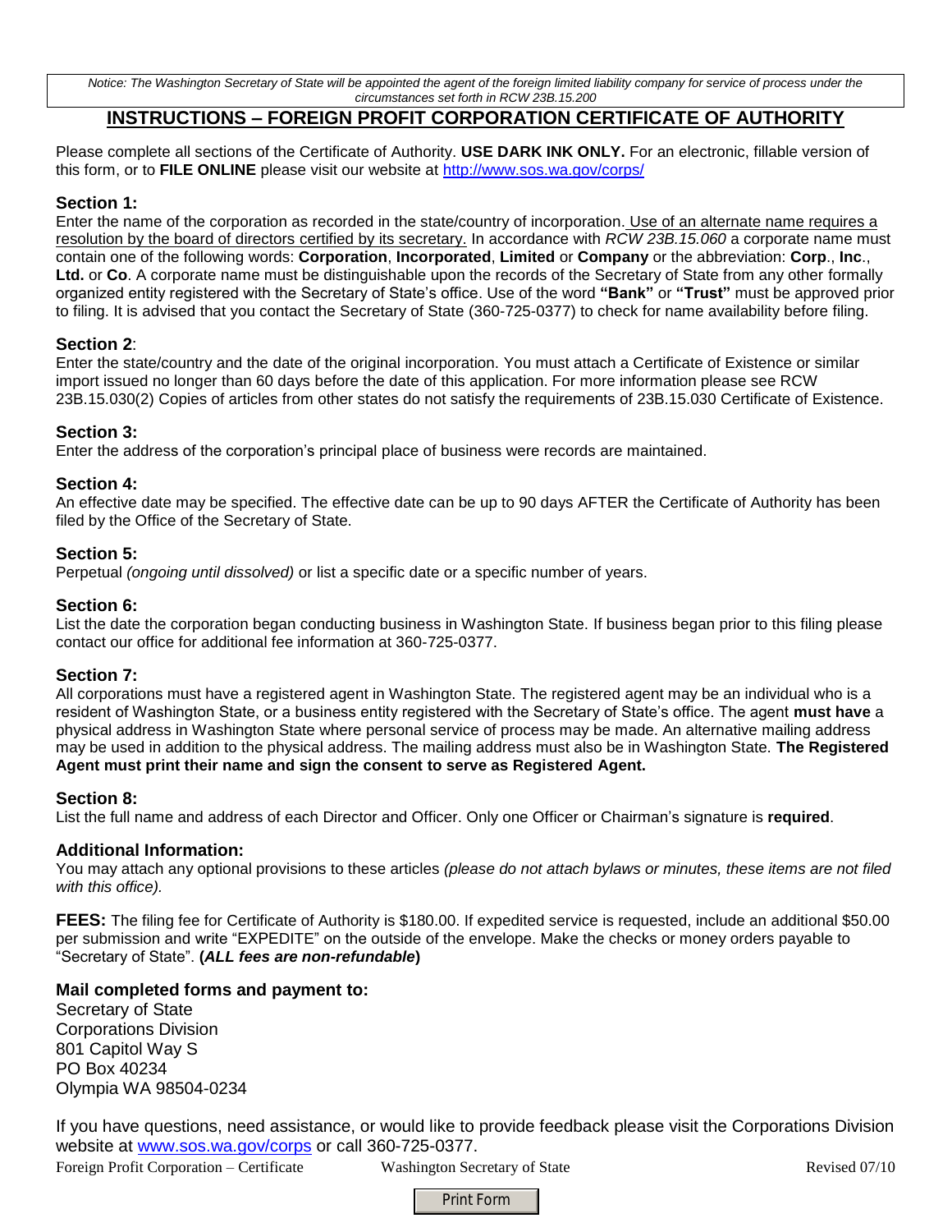Notice: *The Washington Secretary of State will be appointed the agent of the foreign limited liability company for service of process under the circumstances set forth in RCW 23B.15.200*

# INSTRUCTIONS – FOREIGN PROFIT CORPORATION CERTIFICATE OF AUTHORITY

Please complete all sections of the Certificate of Authority. **USE DARK INK ONLY.** For an electronic, fillable version of this form, or to **FILE ONLINE** please visit our website at http://www.sos.wa.gov/corps/

### Section 1:

Enter the name of the corporation as recorded in the state/country of incorporation. Use of an alternate name requires a resolution by the board of directors certified by its secretary. In accordance with *RCW 23B.15.060* a corporate name must contain one of the following words: **Corporation**, **Incorporated**, **Limited** or **Company** or the abbreviation: **Corp**., **Inc**., **Ltd.** or **Co**. A corporate name must be distinguishable upon the records of the Secretary of State from any other formally organized entity registered with the Secretary of State's office. Use of the word **"Bank"** or **"Trust"** must be approved prior to filing. It is advised that you contact the Secretary of State (360-725-0377) to check for name availability before filing.

### Section 2:

Enter the state/country and the date of the original incorporation. You must attach a Certificate of Existence or similar import issued no longer than 60 days before the date of this application. For more information please see RCW 23B.15.030(2) Copies of articles from other states do not satisfy the requirements of 23B.15.030 Certificate of Existence.

### Section 3:

Enter the address of the corporation's principal place of business were records are maintained.

### Section 4:

An effective date may be specified. The effective date can be up to 90 days AFTER the Certificate of Authority has been filed by the Office of the Secretary of State.

### Section 5:

Perpetual *(ongoing until dissolved)* or list a specific date or a specific number of years.

### Section 6:

List the date the corporation began conducting business in Washington State. If business began prior to this filing please contact our office for additional fee information at 360-725-0377.

### Section 7:

All corporations must have a registered agent in Washington State. The registered agent may be an individual who is a resident of Washington State, or a business entity registered with the Secretary of State's office. The agent **must have** a physical address in Washington State where personal service of process may be made. An alternative mailing address may be used in addition to the physical address. The mailing address must also be in Washington State. **The Registered Agent must print their name and sign the consent to serve as Registered Agent.**

### Section 8:

List the full name and address of each Director and Officer. Only one Officer or Chairman's signature is **required**.

### Additional Information:

You may attach any optional provisions to these articles *(please do not attach bylaws or minutes, these items are not filed with this office).*

**FEES:** The filing fee for Certificate of Authority is $180.00. If expedited service is requested, include an additional $50.00 per submission and write "EXPEDITE" on the outside of the envelope. Make the checks or money orders payable to "Secretary of State". **(*ALL fees are non-refundable*)**

### Mail completed forms and payment to:

Secretary of State
Corporations Division
801 Capitol Way S
PO Box 40234
Olympia WA 98504-0234

If you have questions, need assistance, or would like to provide feedback please visit the Corporations Division website at www.sos.wa.gov/corps or call 360-725-0377.

Foreign Profit Corporation – Certificate Washington Secretary of State Revised 07/10

Print Form